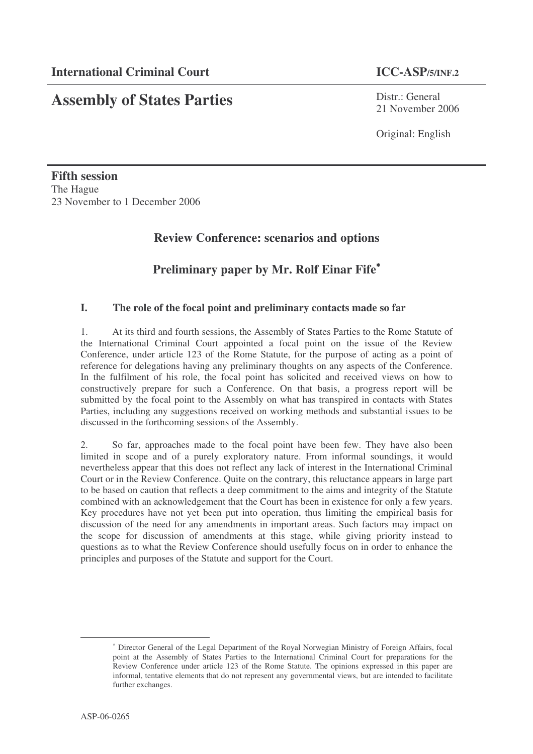**International Criminal Court** **ICC-ASP/5/INF.2**

# Assembly of States Parties

Distr.: General
21 November 2006

Original: English

**Fifth session**
The Hague
23 November to 1 December 2006

## Review Conference: scenarios and options

## Preliminary paper by Mr. Rolf Einar Fife*

### I. The role of the focal point and preliminary contacts made so far

1. At its third and fourth sessions, the Assembly of States Parties to the Rome Statute of the International Criminal Court appointed a focal point on the issue of the Review Conference, under article 123 of the Rome Statute, for the purpose of acting as a point of reference for delegations having any preliminary thoughts on any aspects of the Conference. In the fulfilment of his role, the focal point has solicited and received views on how to constructively prepare for such a Conference. On that basis, a progress report will be submitted by the focal point to the Assembly on what has transpired in contacts with States Parties, including any suggestions received on working methods and substantial issues to be discussed in the forthcoming sessions of the Assembly.

2. So far, approaches made to the focal point have been few. They have also been limited in scope and of a purely exploratory nature. From informal soundings, it would nevertheless appear that this does not reflect any lack of interest in the International Criminal Court or in the Review Conference. Quite on the contrary, this reluctance appears in large part to be based on caution that reflects a deep commitment to the aims and integrity of the Statute combined with an acknowledgement that the Court has been in existence for only a few years. Key procedures have not yet been put into operation, thus limiting the empirical basis for discussion of the need for any amendments in important areas. Such factors may impact on the scope for discussion of amendments at this stage, while giving priority instead to questions as to what the Review Conference should usefully focus on in order to enhance the principles and purposes of the Statute and support for the Court.

---

* Director General of the Legal Department of the Royal Norwegian Ministry of Foreign Affairs, focal point at the Assembly of States Parties to the International Criminal Court for preparations for the Review Conference under article 123 of the Rome Statute. The opinions expressed in this paper are informal, tentative elements that do not represent any governmental views, but are intended to facilitate further exchanges.

ASP-06-0265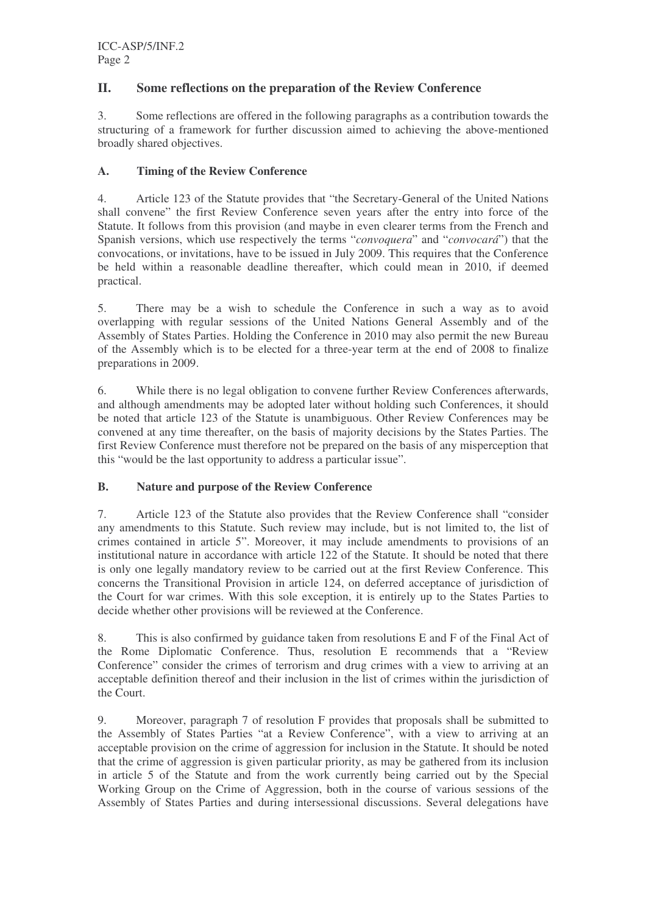## II. Some reflections on the preparation of the Review Conference

3. Some reflections are offered in the following paragraphs as a contribution towards the structuring of a framework for further discussion aimed to achieving the above-mentioned broadly shared objectives.

### A. Timing of the Review Conference

4. Article 123 of the Statute provides that "the Secretary-General of the United Nations shall convene" the first Review Conference seven years after the entry into force of the Statute. It follows from this provision (and maybe in even clearer terms from the French and Spanish versions, which use respectively the terms "*convoquera*" and "*convocará*") that the convocations, or invitations, have to be issued in July 2009. This requires that the Conference be held within a reasonable deadline thereafter, which could mean in 2010, if deemed practical.

5. There may be a wish to schedule the Conference in such a way as to avoid overlapping with regular sessions of the United Nations General Assembly and of the Assembly of States Parties. Holding the Conference in 2010 may also permit the new Bureau of the Assembly which is to be elected for a three-year term at the end of 2008 to finalize preparations in 2009.

6. While there is no legal obligation to convene further Review Conferences afterwards, and although amendments may be adopted later without holding such Conferences, it should be noted that article 123 of the Statute is unambiguous. Other Review Conferences may be convened at any time thereafter, on the basis of majority decisions by the States Parties. The first Review Conference must therefore not be prepared on the basis of any misperception that this "would be the last opportunity to address a particular issue".

### B. Nature and purpose of the Review Conference

7. Article 123 of the Statute also provides that the Review Conference shall "consider any amendments to this Statute. Such review may include, but is not limited to, the list of crimes contained in article 5". Moreover, it may include amendments to provisions of an institutional nature in accordance with article 122 of the Statute. It should be noted that there is only one legally mandatory review to be carried out at the first Review Conference. This concerns the Transitional Provision in article 124, on deferred acceptance of jurisdiction of the Court for war crimes. With this sole exception, it is entirely up to the States Parties to decide whether other provisions will be reviewed at the Conference.

8. This is also confirmed by guidance taken from resolutions E and F of the Final Act of the Rome Diplomatic Conference. Thus, resolution E recommends that a "Review Conference" consider the crimes of terrorism and drug crimes with a view to arriving at an acceptable definition thereof and their inclusion in the list of crimes within the jurisdiction of the Court.

9. Moreover, paragraph 7 of resolution F provides that proposals shall be submitted to the Assembly of States Parties "at a Review Conference", with a view to arriving at an acceptable provision on the crime of aggression for inclusion in the Statute. It should be noted that the crime of aggression is given particular priority, as may be gathered from its inclusion in article 5 of the Statute and from the work currently being carried out by the Special Working Group on the Crime of Aggression, both in the course of various sessions of the Assembly of States Parties and during intersessional discussions. Several delegations have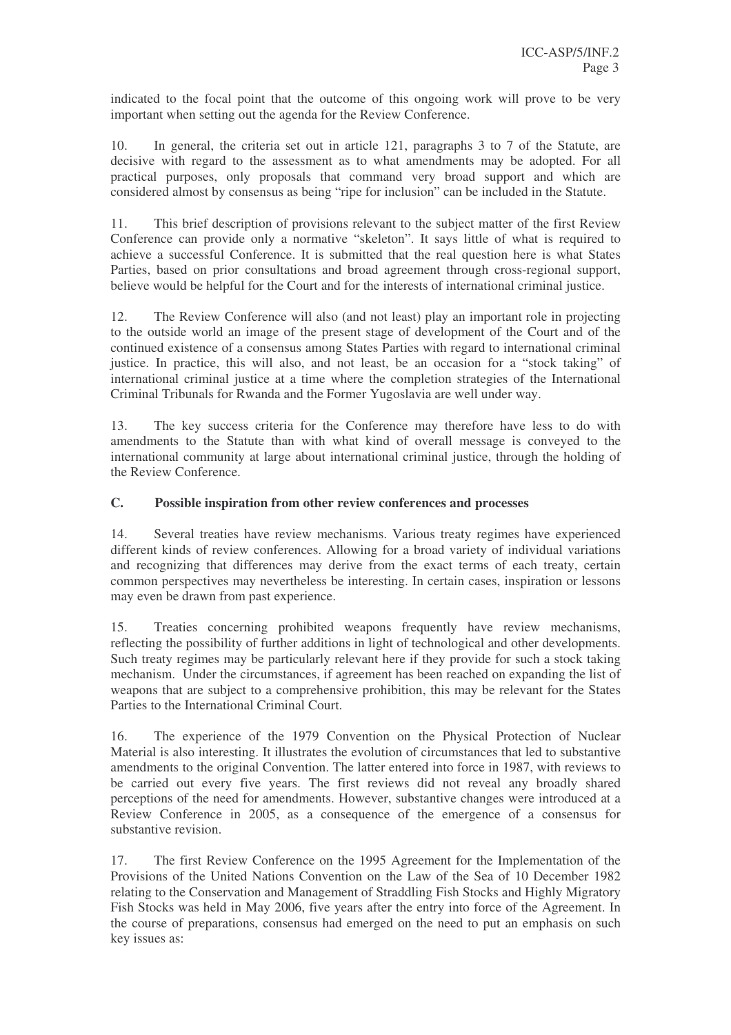indicated to the focal point that the outcome of this ongoing work will prove to be very important when setting out the agenda for the Review Conference.

10. In general, the criteria set out in article 121, paragraphs 3 to 7 of the Statute, are decisive with regard to the assessment as to what amendments may be adopted. For all practical purposes, only proposals that command very broad support and which are considered almost by consensus as being "ripe for inclusion" can be included in the Statute.

11. This brief description of provisions relevant to the subject matter of the first Review Conference can provide only a normative "skeleton". It says little of what is required to achieve a successful Conference. It is submitted that the real question here is what States Parties, based on prior consultations and broad agreement through cross-regional support, believe would be helpful for the Court and for the interests of international criminal justice.

12. The Review Conference will also (and not least) play an important role in projecting to the outside world an image of the present stage of development of the Court and of the continued existence of a consensus among States Parties with regard to international criminal justice. In practice, this will also, and not least, be an occasion for a "stock taking" of international criminal justice at a time where the completion strategies of the International Criminal Tribunals for Rwanda and the Former Yugoslavia are well under way.

13. The key success criteria for the Conference may therefore have less to do with amendments to the Statute than with what kind of overall message is conveyed to the international community at large about international criminal justice, through the holding of the Review Conference.

### C. Possible inspiration from other review conferences and processes

14. Several treaties have review mechanisms. Various treaty regimes have experienced different kinds of review conferences. Allowing for a broad variety of individual variations and recognizing that differences may derive from the exact terms of each treaty, certain common perspectives may nevertheless be interesting. In certain cases, inspiration or lessons may even be drawn from past experience.

15. Treaties concerning prohibited weapons frequently have review mechanisms, reflecting the possibility of further additions in light of technological and other developments. Such treaty regimes may be particularly relevant here if they provide for such a stock taking mechanism. Under the circumstances, if agreement has been reached on expanding the list of weapons that are subject to a comprehensive prohibition, this may be relevant for the States Parties to the International Criminal Court.

16. The experience of the 1979 Convention on the Physical Protection of Nuclear Material is also interesting. It illustrates the evolution of circumstances that led to substantive amendments to the original Convention. The latter entered into force in 1987, with reviews to be carried out every five years. The first reviews did not reveal any broadly shared perceptions of the need for amendments. However, substantive changes were introduced at a Review Conference in 2005, as a consequence of the emergence of a consensus for substantive revision.

17. The first Review Conference on the 1995 Agreement for the Implementation of the Provisions of the United Nations Convention on the Law of the Sea of 10 December 1982 relating to the Conservation and Management of Straddling Fish Stocks and Highly Migratory Fish Stocks was held in May 2006, five years after the entry into force of the Agreement. In the course of preparations, consensus had emerged on the need to put an emphasis on such key issues as: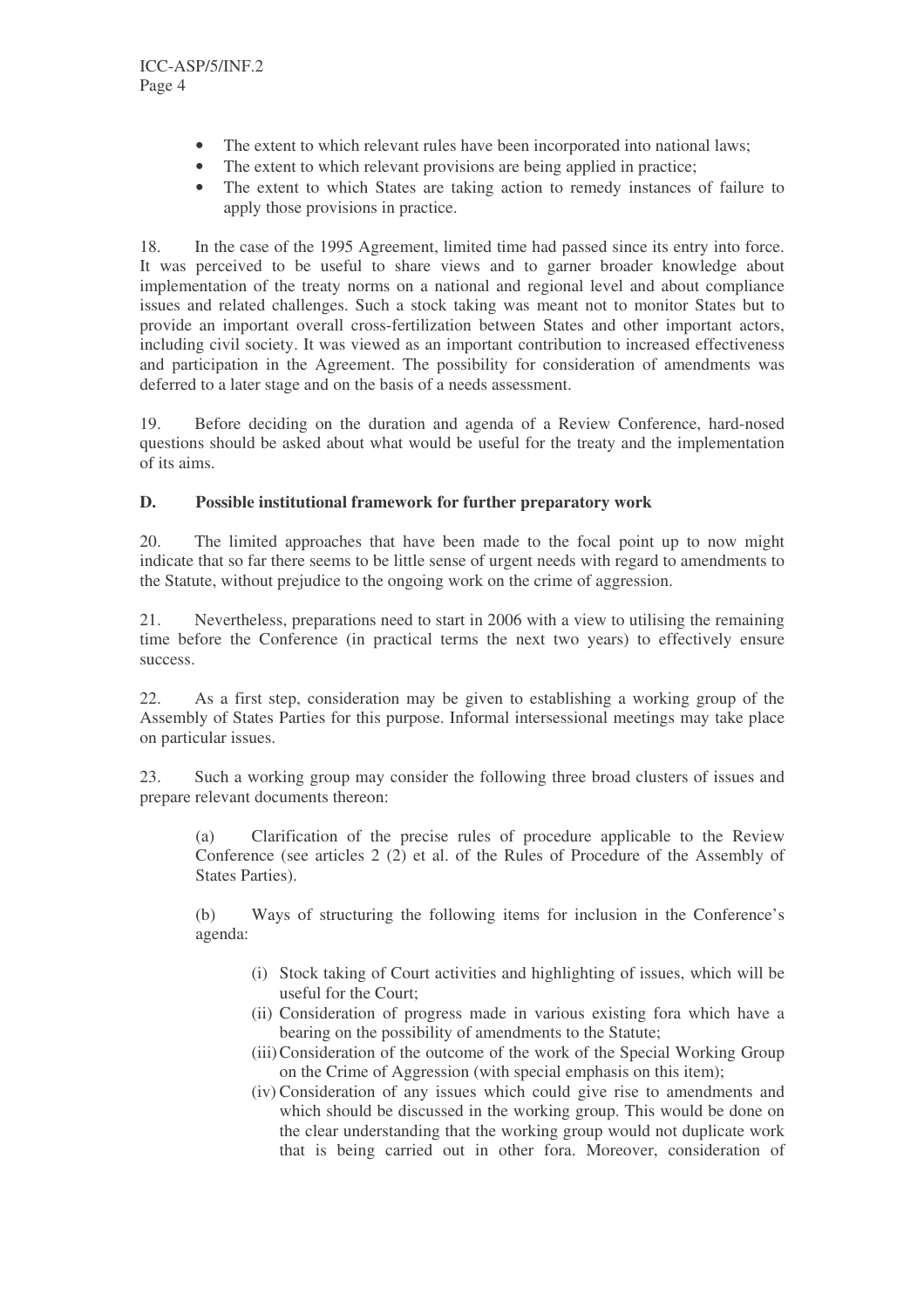- The extent to which relevant rules have been incorporated into national laws;
- The extent to which relevant provisions are being applied in practice;
- The extent to which States are taking action to remedy instances of failure to apply those provisions in practice.

18. In the case of the 1995 Agreement, limited time had passed since its entry into force. It was perceived to be useful to share views and to garner broader knowledge about implementation of the treaty norms on a national and regional level and about compliance issues and related challenges. Such a stock taking was meant not to monitor States but to provide an important overall cross-fertilization between States and other important actors, including civil society. It was viewed as an important contribution to increased effectiveness and participation in the Agreement. The possibility for consideration of amendments was deferred to a later stage and on the basis of a needs assessment.

19. Before deciding on the duration and agenda of a Review Conference, hard-nosed questions should be asked about what would be useful for the treaty and the implementation of its aims.

### D. Possible institutional framework for further preparatory work

20. The limited approaches that have been made to the focal point up to now might indicate that so far there seems to be little sense of urgent needs with regard to amendments to the Statute, without prejudice to the ongoing work on the crime of aggression.

21. Nevertheless, preparations need to start in 2006 with a view to utilising the remaining time before the Conference (in practical terms the next two years) to effectively ensure success.

22. As a first step, consideration may be given to establishing a working group of the Assembly of States Parties for this purpose. Informal intersessional meetings may take place on particular issues.

23. Such a working group may consider the following three broad clusters of issues and prepare relevant documents thereon:

(a) Clarification of the precise rules of procedure applicable to the Review Conference (see articles 2 (2) et al. of the Rules of Procedure of the Assembly of States Parties).

(b) Ways of structuring the following items for inclusion in the Conference's agenda:

(i) Stock taking of Court activities and highlighting of issues, which will be useful for the Court;

(ii) Consideration of progress made in various existing fora which have a bearing on the possibility of amendments to the Statute;

(iii) Consideration of the outcome of the work of the Special Working Group on the Crime of Aggression (with special emphasis on this item);

(iv) Consideration of any issues which could give rise to amendments and which should be discussed in the working group. This would be done on the clear understanding that the working group would not duplicate work that is being carried out in other fora. Moreover, consideration of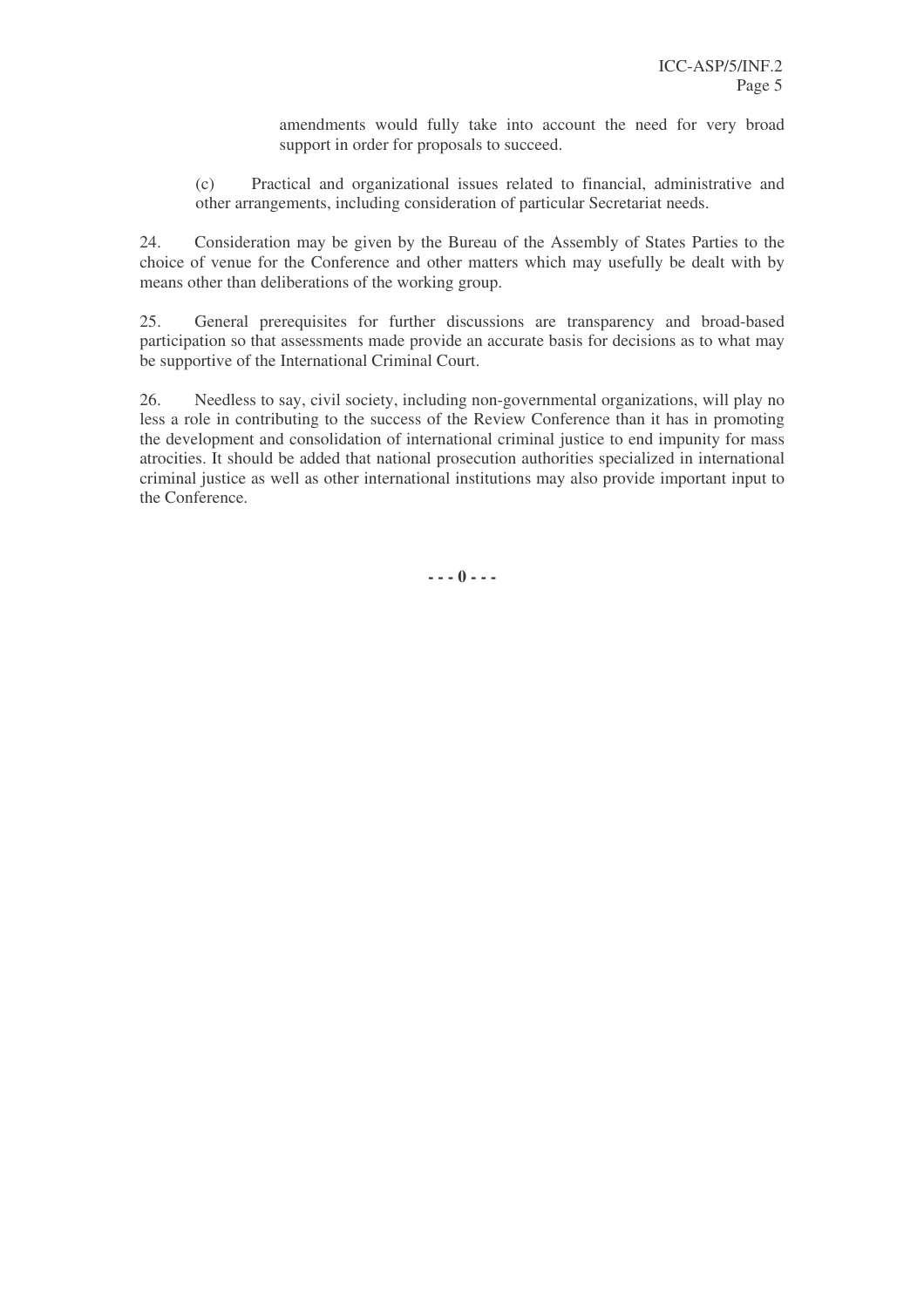amendments would fully take into account the need for very broad support in order for proposals to succeed.

(c) Practical and organizational issues related to financial, administrative and other arrangements, including consideration of particular Secretariat needs.

24. Consideration may be given by the Bureau of the Assembly of States Parties to the choice of venue for the Conference and other matters which may usefully be dealt with by means other than deliberations of the working group.

25. General prerequisites for further discussions are transparency and broad-based participation so that assessments made provide an accurate basis for decisions as to what may be supportive of the International Criminal Court.

26. Needless to say, civil society, including non-governmental organizations, will play no less a role in contributing to the success of the Review Conference than it has in promoting the development and consolidation of international criminal justice to end impunity for mass atrocities. It should be added that national prosecution authorities specialized in international criminal justice as well as other international institutions may also provide important input to the Conference.

**- - - 0 - - -**